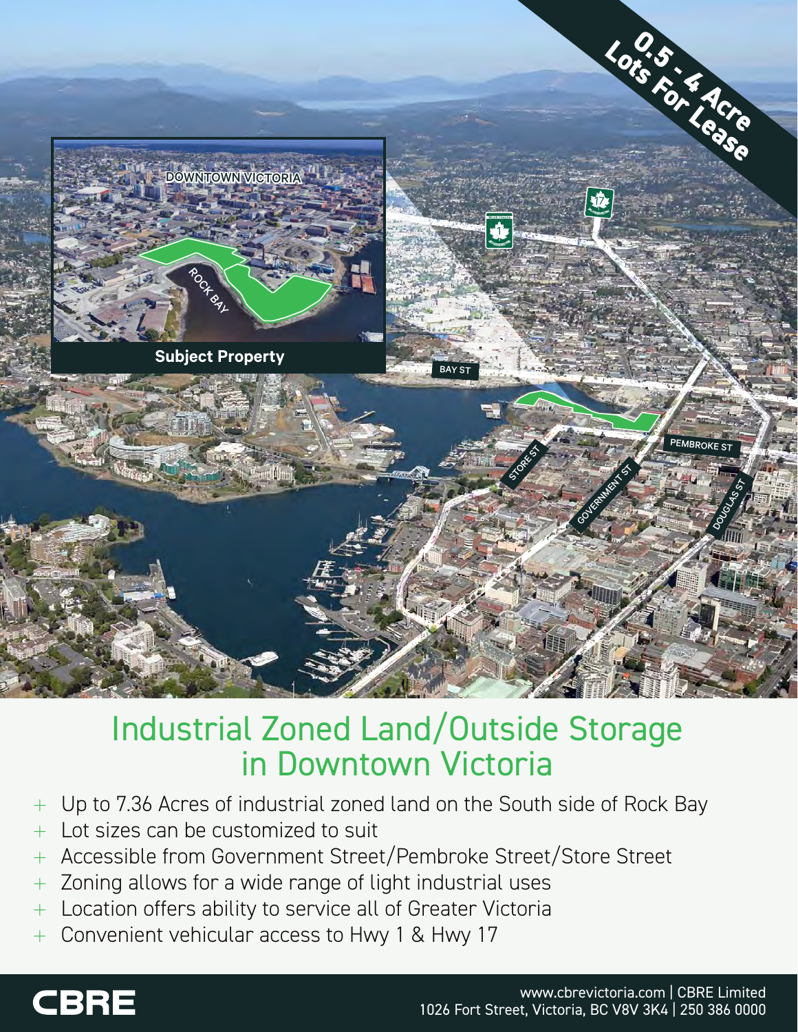0.5 - 4 Acre Lots For Lease

DOWNTOWN VICTORIA

ROCK BAY

**Subject Property**

BAY ST

PEMBROKE ST

STORE ST

GOVERNMENT ST

DOUGLAS ST

# Industrial Zoned Land/Outside Storage in Downtown Victoria

- Up to 7.36 Acres of industrial zoned land on the South side of Rock Bay
- Lot sizes can be customized to suit
- Accessible from Government Street/Pembroke Street/Store Street
- Zoning allows for a wide range of light industrial uses
- Location offers ability to service all of Greater Victoria
- Convenient vehicular access to Hwy 1 & Hwy 17

CBRE

www.cbrevictoria.com | CBRE Limited
1026 Fort Street, Victoria, BC V8V 3K4 | 250 386 0000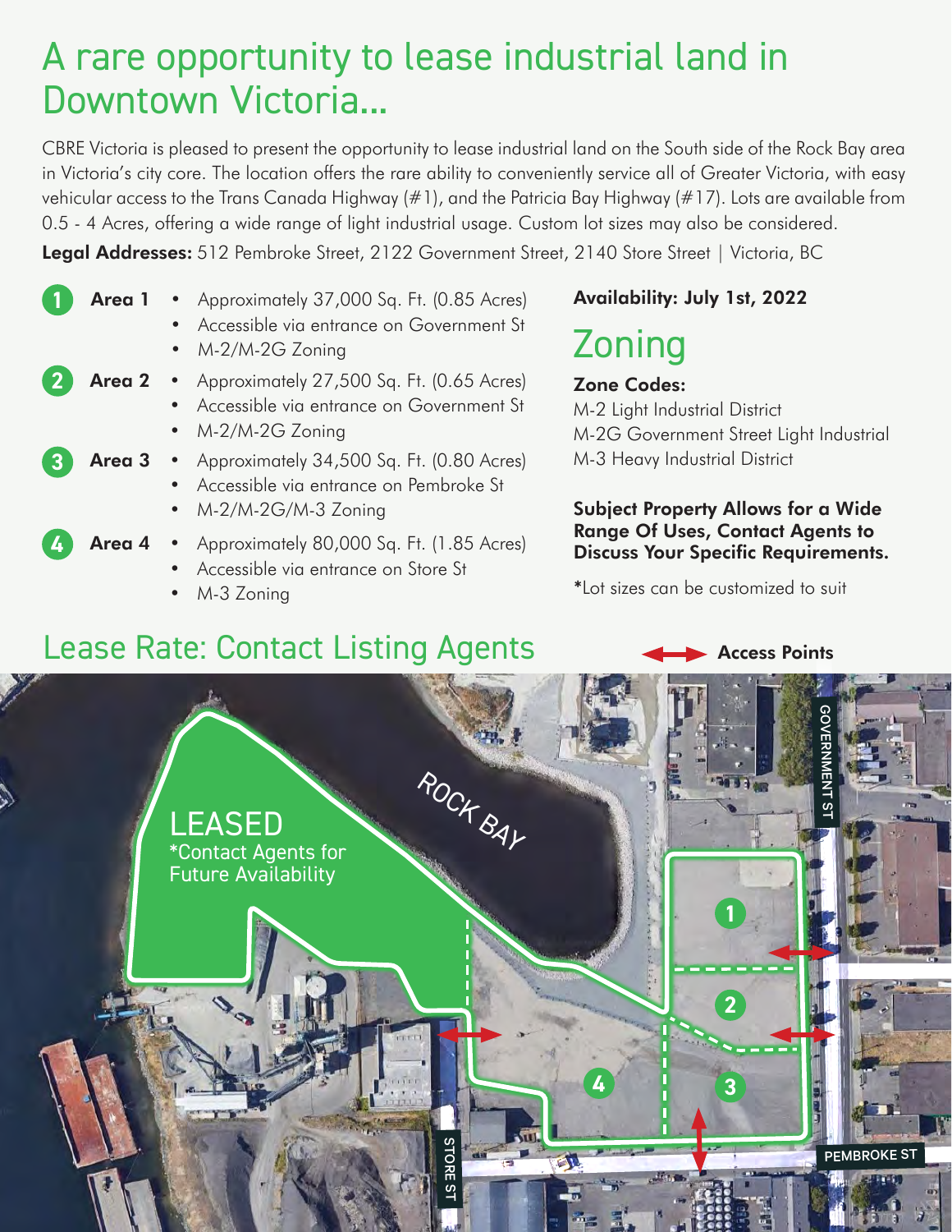# A rare opportunity to lease industrial land in Downtown Victoria...

CBRE Victoria is pleased to present the opportunity to lease industrial land on the South side of the Rock Bay area in Victoria's city core. The location offers the rare ability to conveniently service all of Greater Victoria, with easy vehicular access to the Trans Canada Highway (#1), and the Patricia Bay Highway (#17). Lots are available from 0.5 - 4 Acres, offering a wide range of light industrial usage. Custom lot sizes may also be considered.

**Legal Addresses:** 512 Pembroke Street, 2122 Government Street, 2140 Store Street | Victoria, BC

**1 Area 1**
- Approximately 37,000 Sq. Ft. (0.85 Acres)
- Accessible via entrance on Government St
- M-2/M-2G Zoning

**2 Area 2**
- Approximately 27,500 Sq. Ft. (0.65 Acres)
- Accessible via entrance on Government St
- M-2/M-2G Zoning

**3 Area 3**
- Approximately 34,500 Sq. Ft. (0.80 Acres)
- Accessible via entrance on Pembroke St
- M-2/M-2G/M-3 Zoning

**4 Area 4**
- Approximately 80,000 Sq. Ft. (1.85 Acres)
- Accessible via entrance on Store St
- M-3 Zoning

**Availability: July 1st, 2022**

## Zoning

**Zone Codes:**
M-2 Light Industrial District
M-2G Government Street Light Industrial
M-3 Heavy Industrial District

**Subject Property Allows for a Wide Range Of Uses, Contact Agents to Discuss Your Specific Requirements.**

*Lot sizes can be customized to suit

## Lease Rate: Contact Listing Agents

**Access Points**

LEASED
*Contact Agents for Future Availability

ROCK BAY

GOVERNMENT ST

STORE ST

PEMBROKE ST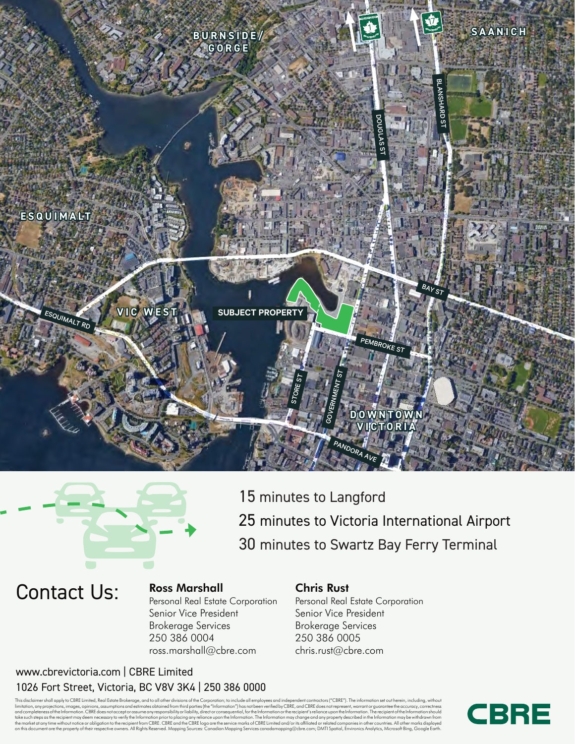BURNSIDE/ GORGE

SAANICH

ESQUIMALT

DOUGLAS ST

BLANSHARD ST

BAY ST

ESQUIMALT RD

VIC WEST

SUBJECT PROPERTY

PEMBROKE ST

STORE ST

GOVERNMENT ST

DOWNTOWN VICTORIA

PANDORA AVE

15 minutes to Langford

25 minutes to Victoria International Airport

30 minutes to Swartz Bay Ferry Terminal

## Contact Us:

**Ross Marshall**
Personal Real Estate Corporation
Senior Vice President
Brokerage Services
250 386 0004
ross.marshall@cbre.com

**Chris Rust**
Personal Real Estate Corporation
Senior Vice President
Brokerage Services
250 386 0005
chris.rust@cbre.com

www.cbrevictoria.com | CBRE Limited
1026 Fort Street, Victoria, BC V8V 3K4 | 250 386 0000

This disclaimer shall apply to CBRE Limited, Real Estate Brokerage, and to all other divisions of the Corporation; to include all employees and independent contractors ("CBRE"). The information set out herein, including, without limitation, any projections, images, opinions, assumptions and estimates obtained from third parties (the "Information") has not been verified by CBRE, and CBRE does not represent, warrant or guarantee the accuracy, correctness and completeness of the Information. CBRE does not accept or assume any responsibility or liability, direct or consequential, for the Information or the recipient's reliance upon the Information. The recipient of the Information should take such steps as the recipient may deem necessary to verify the Information prior to placing any reliance upon the Information. The Information may change and any property described in the Information may be withdrawn from the market at any time without notice or obligation to the recipient from CBRE. CBRE and the CBRE logo are the service marks of CBRE Limited and/or its affiliated or related companies in other countries. All other marks displayed on this document are the property of their respective owners. All Rights Reserved. Mapping Sources: Canadian Mapping Services canadamapping@cbre.com; DMTI Spatial, Environics Analytics, Microsoft Bing, Google Earth.

CBRE